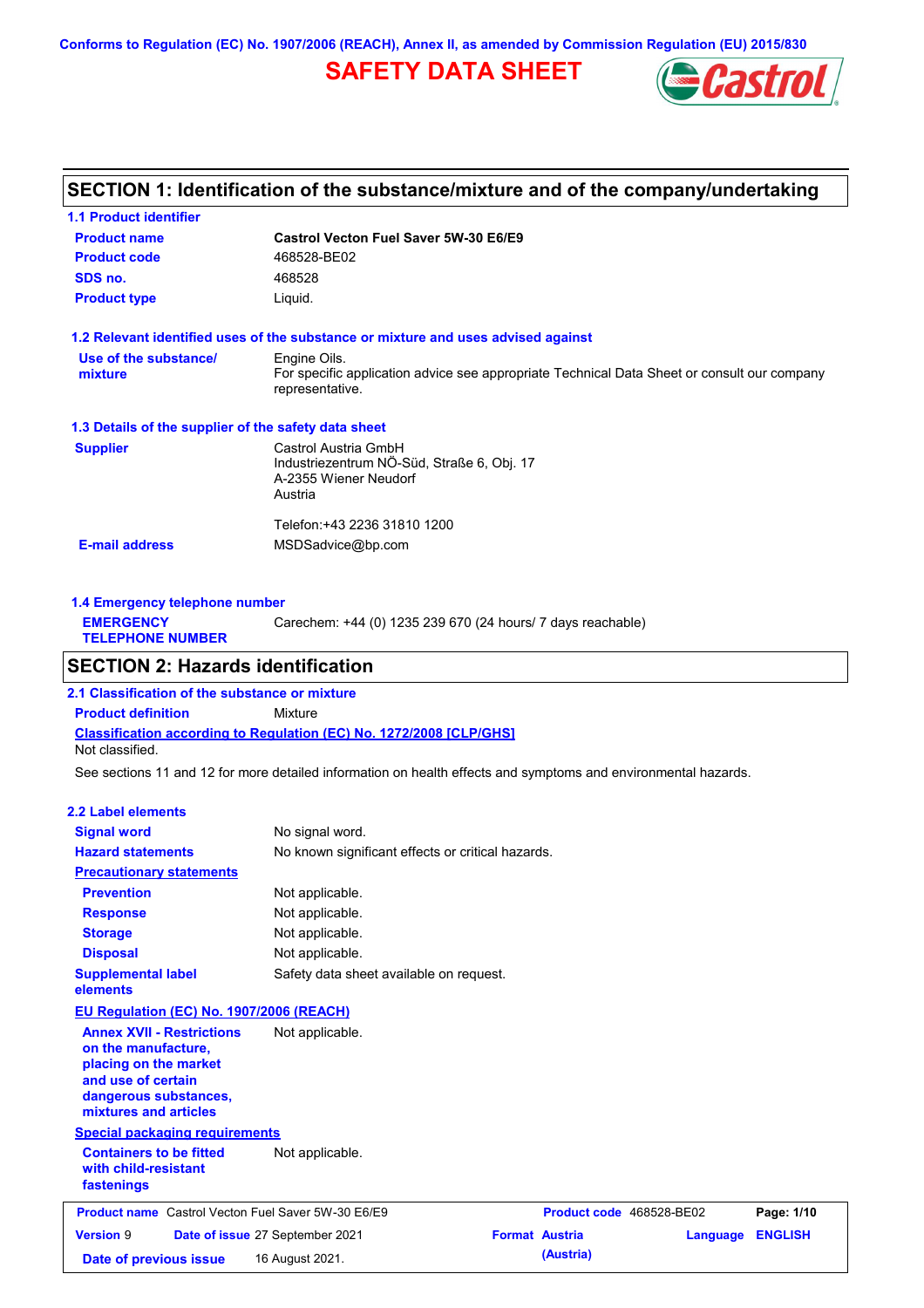Conforms to Regulation (EC) No. 1907/2006 (REACH), Annex II, as amended by Commission Regulation (EU) 2015/830

# SAFETY DATA SHEET

## SECTION 1: Identification of the substance/mixture and of the company/undertaking

### 1.1 Product identifier

| | |
|---|---|
| **Product name** | **Castrol Vecton Fuel Saver 5W-30 E6/E9** |
| **Product code** | 468528-BE02 |
| **SDS no.** | 468528 |
| **Product type** | Liquid. |

### 1.2 Relevant identified uses of the substance or mixture and uses advised against

| | |
|---|---|
| **Use of the substance/ mixture** | Engine Oils. For specific application advice see appropriate Technical Data Sheet or consult our company representative. |

### 1.3 Details of the supplier of the safety data sheet

| | |
|---|---|
| **Supplier** | Castrol Austria GmbH<br>Industriezentrum NÖ-Süd, Straße 6, Obj. 17<br>A-2355 Wiener Neudorf<br>Austria<br><br>Telefon:+43 2236 31810 1200 |
| **E-mail address** | MSDSadvice@bp.com |

### 1.4 Emergency telephone number

| | |
|---|---|
| **EMERGENCY TELEPHONE NUMBER** | Carechem: +44 (0) 1235 239 670 (24 hours/ 7 days reachable) |

## SECTION 2: Hazards identification

### 2.1 Classification of the substance or mixture

**Product definition** Mixture

**Classification according to Regulation (EC) No. 1272/2008 [CLP/GHS]**

Not classified.

See sections 11 and 12 for more detailed information on health effects and symptoms and environmental hazards.

### 2.2 Label elements

| | |
|---|---|
| **Signal word** | No signal word. |
| **Hazard statements** | No known significant effects or critical hazards. |

**Precautionary statements**

| | |
|---|---|
| **Prevention** | Not applicable. |
| **Response** | Not applicable. |
| **Storage** | Not applicable. |
| **Disposal** | Not applicable. |
| **Supplemental label elements** | Safety data sheet available on request. |

**EU Regulation (EC) No. 1907/2006 (REACH)**

| | |
|---|---|
| **Annex XVII - Restrictions on the manufacture, placing on the market and use of certain dangerous substances, mixtures and articles** | Not applicable. |

**Special packaging requirements**

| | |
|---|---|
| **Containers to be fitted with child-resistant fastenings** | Not applicable. |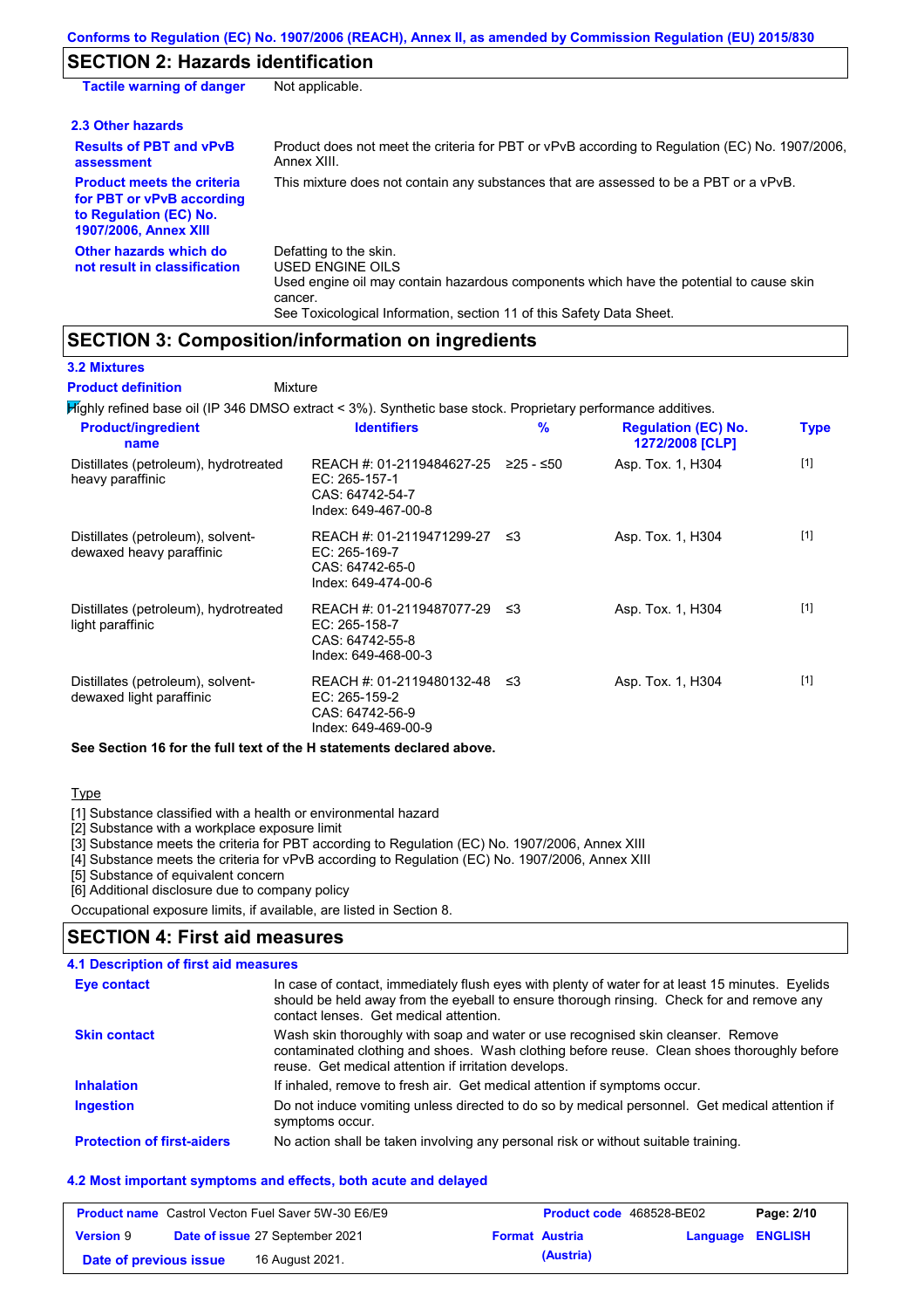## SECTION 2: Hazards identification

| | |
|---|---|
| **Tactile warning of danger** | Not applicable. |

### 2.3 Other hazards

| | |
|---|---|
| **Results of PBT and vPvB assessment** | Product does not meet the criteria for PBT or vPvB according to Regulation (EC) No. 1907/2006, Annex XIII. |
| **Product meets the criteria for PBT or vPvB according to Regulation (EC) No. 1907/2006, Annex XIII** | This mixture does not contain any substances that are assessed to be a PBT or a vPvB. |
| **Other hazards which do not result in classification** | Defatting to the skin.<br>USED ENGINE OILS<br>Used engine oil may contain hazardous components which have the potential to cause skin cancer.<br>See Toxicological Information, section 11 of this Safety Data Sheet. |

## SECTION 3: Composition/information on ingredients

### 3.2 Mixtures

**Product definition** Mixture

Highly refined base oil (IP 346 DMSO extract < 3%). Synthetic base stock. Proprietary performance additives.

| Product/ingredient name | Identifiers | % | Regulation (EC) No. 1272/2008 [CLP] | Type |
|---|---|---|---|---|
| Distillates (petroleum), hydrotreated heavy paraffinic | REACH #: 01-2119484627-25<br>EC: 265-157-1<br>CAS: 64742-54-7<br>Index: 649-467-00-8 | ≥25 - ≤50 | Asp. Tox. 1, H304 | [1] |
| Distillates (petroleum), solvent-dewaxed heavy paraffinic | REACH #: 01-2119471299-27<br>EC: 265-169-7<br>CAS: 64742-65-0<br>Index: 649-474-00-6 | ≤3 | Asp. Tox. 1, H304 | [1] |
| Distillates (petroleum), hydrotreated light paraffinic | REACH #: 01-2119487077-29<br>EC: 265-158-7<br>CAS: 64742-55-8<br>Index: 649-468-00-3 | ≤3 | Asp. Tox. 1, H304 | [1] |
| Distillates (petroleum), solvent-dewaxed light paraffinic | REACH #: 01-2119480132-48<br>EC: 265-159-2<br>CAS: 64742-56-9<br>Index: 649-469-00-9 | ≤3 | Asp. Tox. 1, H304 | [1] |

**See Section 16 for the full text of the H statements declared above.**

Type

[1] Substance classified with a health or environmental hazard
[2] Substance with a workplace exposure limit
[3] Substance meets the criteria for PBT according to Regulation (EC) No. 1907/2006, Annex XIII
[4] Substance meets the criteria for vPvB according to Regulation (EC) No. 1907/2006, Annex XIII
[5] Substance of equivalent concern
[6] Additional disclosure due to company policy

Occupational exposure limits, if available, are listed in Section 8.

## SECTION 4: First aid measures

### 4.1 Description of first aid measures

| | |
|---|---|
| **Eye contact** | In case of contact, immediately flush eyes with plenty of water for at least 15 minutes. Eyelids should be held away from the eyeball to ensure thorough rinsing. Check for and remove any contact lenses. Get medical attention. |
| **Skin contact** | Wash skin thoroughly with soap and water or use recognised skin cleanser. Remove contaminated clothing and shoes. Wash clothing before reuse. Clean shoes thoroughly before reuse. Get medical attention if irritation develops. |
| **Inhalation** | If inhaled, remove to fresh air. Get medical attention if symptoms occur. |
| **Ingestion** | Do not induce vomiting unless directed to do so by medical personnel. Get medical attention if symptoms occur. |
| **Protection of first-aiders** | No action shall be taken involving any personal risk or without suitable training. |

### 4.2 Most important symptoms and effects, both acute and delayed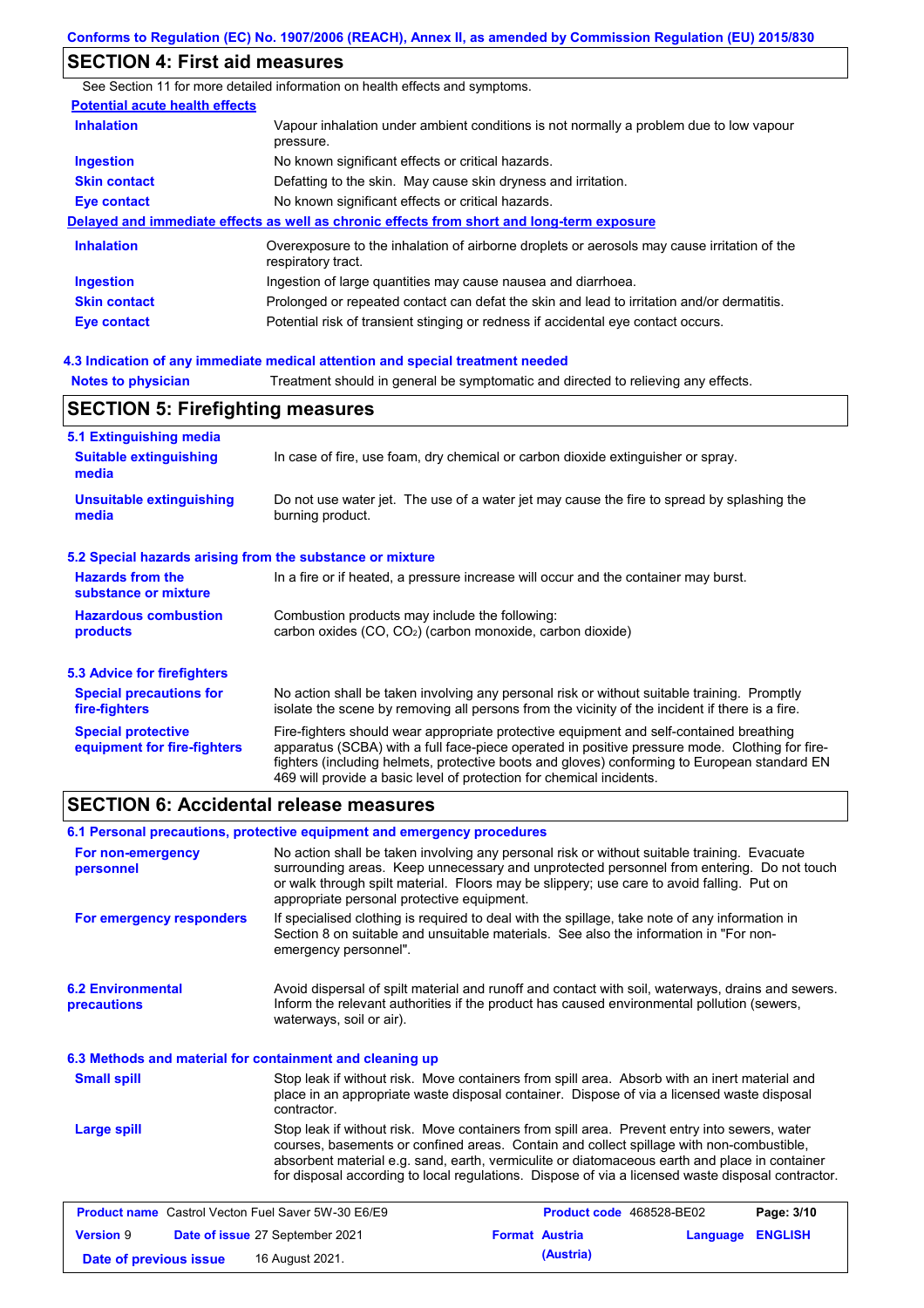## SECTION 4: First aid measures

See Section 11 for more detailed information on health effects and symptoms.

**Potential acute health effects**

| | |
|---|---|
| **Inhalation** | Vapour inhalation under ambient conditions is not normally a problem due to low vapour pressure. |
| **Ingestion** | No known significant effects or critical hazards. |
| **Skin contact** | Defatting to the skin. May cause skin dryness and irritation. |
| **Eye contact** | No known significant effects or critical hazards. |

**Delayed and immediate effects as well as chronic effects from short and long-term exposure**

| | |
|---|---|
| **Inhalation** | Overexposure to the inhalation of airborne droplets or aerosols may cause irritation of the respiratory tract. |
| **Ingestion** | Ingestion of large quantities may cause nausea and diarrhoea. |
| **Skin contact** | Prolonged or repeated contact can defat the skin and lead to irritation and/or dermatitis. |
| **Eye contact** | Potential risk of transient stinging or redness if accidental eye contact occurs. |

### 4.3 Indication of any immediate medical attention and special treatment needed

| | |
|---|---|
| **Notes to physician** | Treatment should in general be symptomatic and directed to relieving any effects. |

## SECTION 5: Firefighting measures

### 5.1 Extinguishing media

| | |
|---|---|
| **Suitable extinguishing media** | In case of fire, use foam, dry chemical or carbon dioxide extinguisher or spray. |
| **Unsuitable extinguishing media** | Do not use water jet. The use of a water jet may cause the fire to spread by splashing the burning product. |

### 5.2 Special hazards arising from the substance or mixture

| | |
|---|---|
| **Hazards from the substance or mixture** | In a fire or if heated, a pressure increase will occur and the container may burst. |
| **Hazardous combustion products** | Combustion products may include the following: carbon oxides (CO, $CO_2$) (carbon monoxide, carbon dioxide) |

### 5.3 Advice for firefighters

| | |
|---|---|
| **Special precautions for fire-fighters** | No action shall be taken involving any personal risk or without suitable training. Promptly isolate the scene by removing all persons from the vicinity of the incident if there is a fire. |
| **Special protective equipment for fire-fighters** | Fire-fighters should wear appropriate protective equipment and self-contained breathing apparatus (SCBA) with a full face-piece operated in positive pressure mode. Clothing for fire-fighters (including helmets, protective boots and gloves) conforming to European standard EN 469 will provide a basic level of protection for chemical incidents. |

## SECTION 6: Accidental release measures

### 6.1 Personal precautions, protective equipment and emergency procedures

| | |
|---|---|
| **For non-emergency personnel** | No action shall be taken involving any personal risk or without suitable training. Evacuate surrounding areas. Keep unnecessary and unprotected personnel from entering. Do not touch or walk through spilt material. Floors may be slippery; use care to avoid falling. Put on appropriate personal protective equipment. |
| **For emergency responders** | If specialised clothing is required to deal with the spillage, take note of any information in Section 8 on suitable and unsuitable materials. See also the information in "For non-emergency personnel". |

| | |
|---|---|
| **6.2 Environmental precautions** | Avoid dispersal of spilt material and runoff and contact with soil, waterways, drains and sewers. Inform the relevant authorities if the product has caused environmental pollution (sewers, waterways, soil or air). |

### 6.3 Methods and material for containment and cleaning up

| | |
|---|---|
| **Small spill** | Stop leak if without risk. Move containers from spill area. Absorb with an inert material and place in an appropriate waste disposal container. Dispose of via a licensed waste disposal contractor. |
| **Large spill** | Stop leak if without risk. Move containers from spill area. Prevent entry into sewers, water courses, basements or confined areas. Contain and collect spillage with non-combustible, absorbent material e.g. sand, earth, vermiculite or diatomaceous earth and place in container for disposal according to local regulations. Dispose of via a licensed waste disposal contractor. |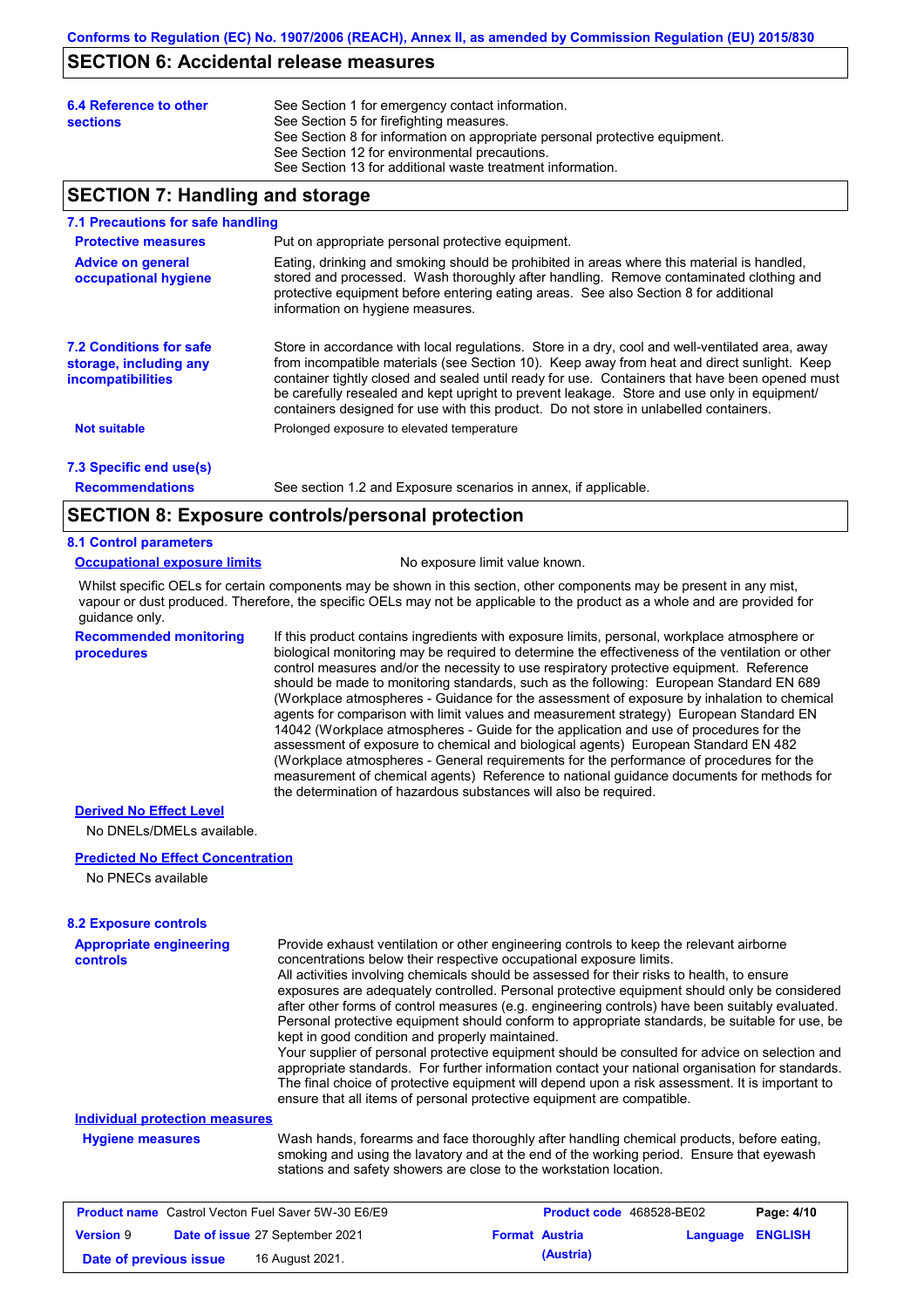## SECTION 6: Accidental release measures

**6.4 Reference to other sections**

See Section 1 for emergency contact information.
See Section 5 for firefighting measures.
See Section 8 for information on appropriate personal protective equipment.
See Section 12 for environmental precautions.
See Section 13 for additional waste treatment information.

## SECTION 7: Handling and storage

### 7.1 Precautions for safe handling

**Protective measures**

Put on appropriate personal protective equipment.

**Advice on general occupational hygiene**

Eating, drinking and smoking should be prohibited in areas where this material is handled, stored and processed. Wash thoroughly after handling. Remove contaminated clothing and protective equipment before entering eating areas. See also Section 8 for additional information on hygiene measures.

### 7.2 Conditions for safe storage, including any incompatibilities

Store in accordance with local regulations. Store in a dry, cool and well-ventilated area, away from incompatible materials (see Section 10). Keep away from heat and direct sunlight. Keep container tightly closed and sealed until ready for use. Containers that have been opened must be carefully resealed and kept upright to prevent leakage. Store and use only in equipment/ containers designed for use with this product. Do not store in unlabelled containers.

**Not suitable**

Prolonged exposure to elevated temperature

### 7.3 Specific end use(s)

**Recommendations**

See section 1.2 and Exposure scenarios in annex, if applicable.

## SECTION 8: Exposure controls/personal protection

### 8.1 Control parameters

**Occupational exposure limits**

No exposure limit value known.

Whilst specific OELs for certain components may be shown in this section, other components may be present in any mist, vapour or dust produced. Therefore, the specific OELs may not be applicable to the product as a whole and are provided for guidance only.

**Recommended monitoring procedures**

If this product contains ingredients with exposure limits, personal, workplace atmosphere or biological monitoring may be required to determine the effectiveness of the ventilation or other control measures and/or the necessity to use respiratory protective equipment. Reference should be made to monitoring standards, such as the following: European Standard EN 689 (Workplace atmospheres - Guidance for the assessment of exposure by inhalation to chemical agents for comparison with limit values and measurement strategy) European Standard EN 14042 (Workplace atmospheres - Guide for the application and use of procedures for the assessment of exposure to chemical and biological agents) European Standard EN 482 (Workplace atmospheres - General requirements for the performance of procedures for the measurement of chemical agents) Reference to national guidance documents for methods for the determination of hazardous substances will also be required.

**Derived No Effect Level**

No DNELs/DMELs available.

**Predicted No Effect Concentration**

No PNECs available

### 8.2 Exposure controls

**Appropriate engineering controls**

Provide exhaust ventilation or other engineering controls to keep the relevant airborne concentrations below their respective occupational exposure limits.
All activities involving chemicals should be assessed for their risks to health, to ensure exposures are adequately controlled. Personal protective equipment should only be considered after other forms of control measures (e.g. engineering controls) have been suitably evaluated. Personal protective equipment should conform to appropriate standards, be suitable for use, be kept in good condition and properly maintained.
Your supplier of personal protective equipment should be consulted for advice on selection and appropriate standards. For further information contact your national organisation for standards. The final choice of protective equipment will depend upon a risk assessment. It is important to ensure that all items of personal protective equipment are compatible.

**Individual protection measures**

**Hygiene measures**

Wash hands, forearms and face thoroughly after handling chemical products, before eating, smoking and using the lavatory and at the end of the working period. Ensure that eyewash stations and safety showers are close to the workstation location.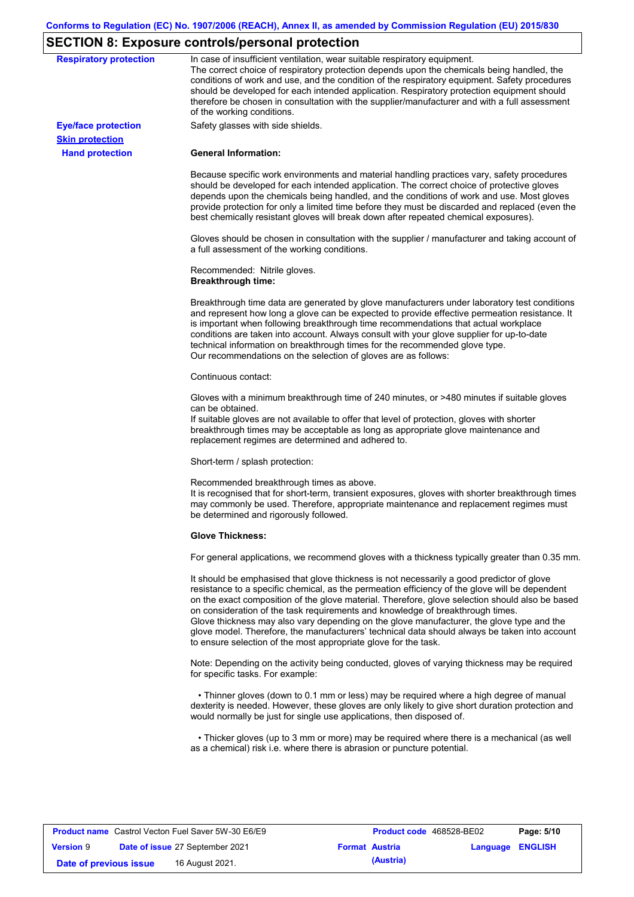## SECTION 8: Exposure controls/personal protection

**Respiratory protection**

In case of insufficient ventilation, wear suitable respiratory equipment.
The correct choice of respiratory protection depends upon the chemicals being handled, the conditions of work and use, and the condition of the respiratory equipment. Safety procedures should be developed for each intended application. Respiratory protection equipment should therefore be chosen in consultation with the supplier/manufacturer and with a full assessment of the working conditions.

**Eye/face protection**

Safety glasses with side shields.

**Skin protection**

**Hand protection**

**General Information:**

Because specific work environments and material handling practices vary, safety procedures should be developed for each intended application. The correct choice of protective gloves depends upon the chemicals being handled, and the conditions of work and use. Most gloves provide protection for only a limited time before they must be discarded and replaced (even the best chemically resistant gloves will break down after repeated chemical exposures).

Gloves should be chosen in consultation with the supplier / manufacturer and taking account of a full assessment of the working conditions.

Recommended: Nitrile gloves.
**Breakthrough time:**

Breakthrough time data are generated by glove manufacturers under laboratory test conditions and represent how long a glove can be expected to provide effective permeation resistance. It is important when following breakthrough time recommendations that actual workplace conditions are taken into account. Always consult with your glove supplier for up-to-date technical information on breakthrough times for the recommended glove type.
Our recommendations on the selection of gloves are as follows:

Continuous contact:

Gloves with a minimum breakthrough time of 240 minutes, or >480 minutes if suitable gloves can be obtained.
If suitable gloves are not available to offer that level of protection, gloves with shorter breakthrough times may be acceptable as long as appropriate glove maintenance and replacement regimes are determined and adhered to.

Short-term / splash protection:

Recommended breakthrough times as above.
It is recognised that for short-term, transient exposures, gloves with shorter breakthrough times may commonly be used. Therefore, appropriate maintenance and replacement regimes must be determined and rigorously followed.

**Glove Thickness:**

For general applications, we recommend gloves with a thickness typically greater than 0.35 mm.

It should be emphasised that glove thickness is not necessarily a good predictor of glove resistance to a specific chemical, as the permeation efficiency of the glove will be dependent on the exact composition of the glove material. Therefore, glove selection should also be based on consideration of the task requirements and knowledge of breakthrough times.
Glove thickness may also vary depending on the glove manufacturer, the glove type and the glove model. Therefore, the manufacturers' technical data should always be taken into account to ensure selection of the most appropriate glove for the task.

Note: Depending on the activity being conducted, gloves of varying thickness may be required for specific tasks. For example:

- Thinner gloves (down to 0.1 mm or less) may be required where a high degree of manual dexterity is needed. However, these gloves are only likely to give short duration protection and would normally be just for single use applications, then disposed of.

- Thicker gloves (up to 3 mm or more) may be required where there is a mechanical (as well as a chemical) risk i.e. where there is abrasion or puncture potential.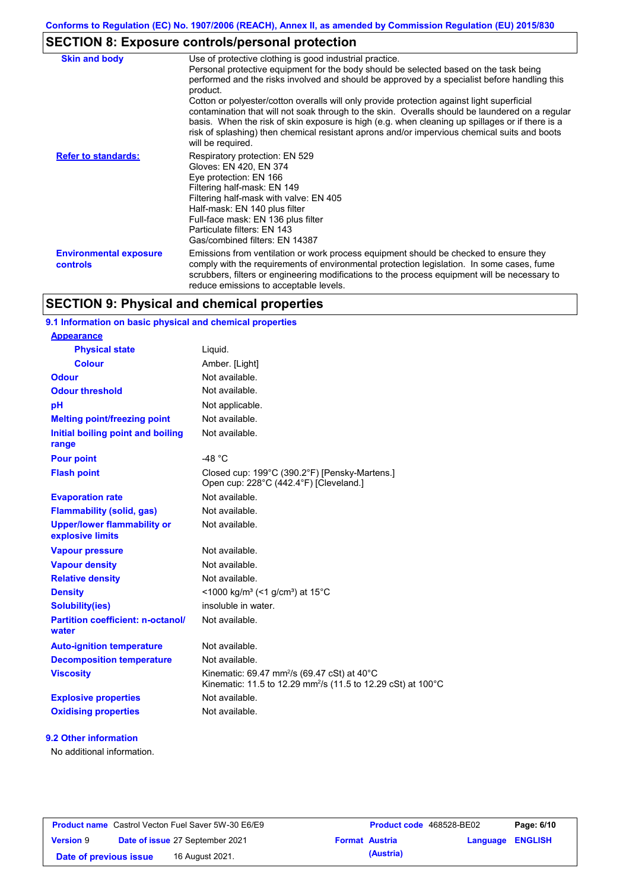## SECTION 8: Exposure controls/personal protection

| | |
|---|---|
| **Skin and body** | Use of protective clothing is good industrial practice. Personal protective equipment for the body should be selected based on the task being performed and the risks involved and should be approved by a specialist before handling this product. Cotton or polyester/cotton overalls will only provide protection against light superficial contamination that will not soak through to the skin. Overalls should be laundered on a regular basis. When the risk of skin exposure is high (e.g. when cleaning up spillages or if there is a risk of splashing) then chemical resistant aprons and/or impervious chemical suits and boots will be required. |
| **Refer to standards:** | Respiratory protection: EN 529<br>Gloves: EN 420, EN 374<br>Eye protection: EN 166<br>Filtering half-mask: EN 149<br>Filtering half-mask with valve: EN 405<br>Half-mask: EN 140 plus filter<br>Full-face mask: EN 136 plus filter<br>Particulate filters: EN 143<br>Gas/combined filters: EN 14387 |
| **Environmental exposure controls** | Emissions from ventilation or work process equipment should be checked to ensure they comply with the requirements of environmental protection legislation. In some cases, fume scrubbers, filters or engineering modifications to the process equipment will be necessary to reduce emissions to acceptable levels. |

## SECTION 9: Physical and chemical properties

### 9.1 Information on basic physical and chemical properties

| | |
|---|---|
| **Appearance** | |
| **Physical state** | Liquid. |
| **Colour** | Amber. [Light] |
| **Odour** | Not available. |
| **Odour threshold** | Not available. |
| **pH** | Not applicable. |
| **Melting point/freezing point** | Not available. |
| **Initial boiling point and boiling range** | Not available. |
| **Pour point** | -48 °C |
| **Flash point** | Closed cup: 199°C (390.2°F) [Pensky-Martens.]<br>Open cup: 228°C (442.4°F) [Cleveland.] |
| **Evaporation rate** | Not available. |
| **Flammability (solid, gas)** | Not available. |
| **Upper/lower flammability or explosive limits** | Not available. |
| **Vapour pressure** | Not available. |
| **Vapour density** | Not available. |
| **Relative density** | Not available. |
| **Density** | <1000 kg/m³ (<1 g/cm³) at 15°C |
| **Solubility(ies)** | insoluble in water. |
| **Partition coefficient: n-octanol/water** | Not available. |
| **Auto-ignition temperature** | Not available. |
| **Decomposition temperature** | Not available. |
| **Viscosity** | Kinematic: 69.47 mm²/s (69.47 cSt) at 40°C<br>Kinematic: 11.5 to 12.29 mm²/s (11.5 to 12.29 cSt) at 100°C |
| **Explosive properties** | Not available. |
| **Oxidising properties** | Not available. |

### 9.2 Other information

No additional information.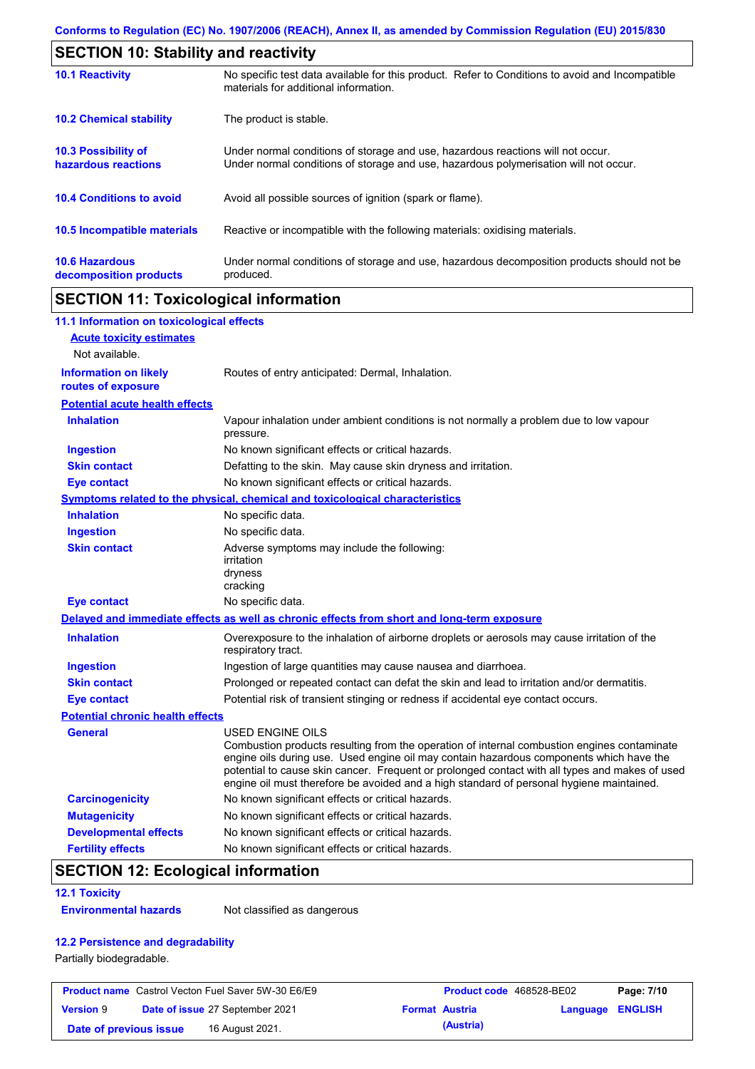Conforms to Regulation (EC) No. 1907/2006 (REACH), Annex II, as amended by Commission Regulation (EU) 2015/830

## SECTION 10: Stability and reactivity

| | |
|---|---|
| **10.1 Reactivity** | No specific test data available for this product. Refer to Conditions to avoid and Incompatible materials for additional information. |
| **10.2 Chemical stability** | The product is stable. |
| **10.3 Possibility of hazardous reactions** | Under normal conditions of storage and use, hazardous reactions will not occur. Under normal conditions of storage and use, hazardous polymerisation will not occur. |
| **10.4 Conditions to avoid** | Avoid all possible sources of ignition (spark or flame). |
| **10.5 Incompatible materials** | Reactive or incompatible with the following materials: oxidising materials. |
| **10.6 Hazardous decomposition products** | Under normal conditions of storage and use, hazardous decomposition products should not be produced. |

## SECTION 11: Toxicological information

### 11.1 Information on toxicological effects

**Acute toxicity estimates**

Not available.

| | |
|---|---|
| **Information on likely routes of exposure** | Routes of entry anticipated: Dermal, Inhalation. |

**Potential acute health effects**

| | |
|---|---|
| **Inhalation** | Vapour inhalation under ambient conditions is not normally a problem due to low vapour pressure. |
| **Ingestion** | No known significant effects or critical hazards. |
| **Skin contact** | Defatting to the skin. May cause skin dryness and irritation. |
| **Eye contact** | No known significant effects or critical hazards. |

**Symptoms related to the physical, chemical and toxicological characteristics**

| | |
|---|---|
| **Inhalation** | No specific data. |
| **Ingestion** | No specific data. |
| **Skin contact** | Adverse symptoms may include the following: irritation dryness cracking |
| **Eye contact** | No specific data. |

**Delayed and immediate effects as well as chronic effects from short and long-term exposure**

| | |
|---|---|
| **Inhalation** | Overexposure to the inhalation of airborne droplets or aerosols may cause irritation of the respiratory tract. |
| **Ingestion** | Ingestion of large quantities may cause nausea and diarrhoea. |
| **Skin contact** | Prolonged or repeated contact can defat the skin and lead to irritation and/or dermatitis. |
| **Eye contact** | Potential risk of transient stinging or redness if accidental eye contact occurs. |

**Potential chronic health effects**

| | |
|---|---|
| **General** | USED ENGINE OILS Combustion products resulting from the operation of internal combustion engines contaminate engine oils during use. Used engine oil may contain hazardous components which have the potential to cause skin cancer. Frequent or prolonged contact with all types and makes of used engine oil must therefore be avoided and a high standard of personal hygiene maintained. |
| **Carcinogenicity** | No known significant effects or critical hazards. |
| **Mutagenicity** | No known significant effects or critical hazards. |
| **Developmental effects** | No known significant effects or critical hazards. |
| **Fertility effects** | No known significant effects or critical hazards. |

## SECTION 12: Ecological information

### 12.1 Toxicity

| | |
|---|---|
| **Environmental hazards** | Not classified as dangerous |

### 12.2 Persistence and degradability

Partially biodegradable.

| | | | |
|---|---|---|---|
| **Product name** Castrol Vecton Fuel Saver 5W-30 E6/E9 | | **Product code** 468528-BE02 | |
| **Version** 9 | **Date of issue** 27 September 2021 | **Format** Austria (Austria) | **Language** ENGLISH |
| **Date of previous issue** | 16 August 2021. | | |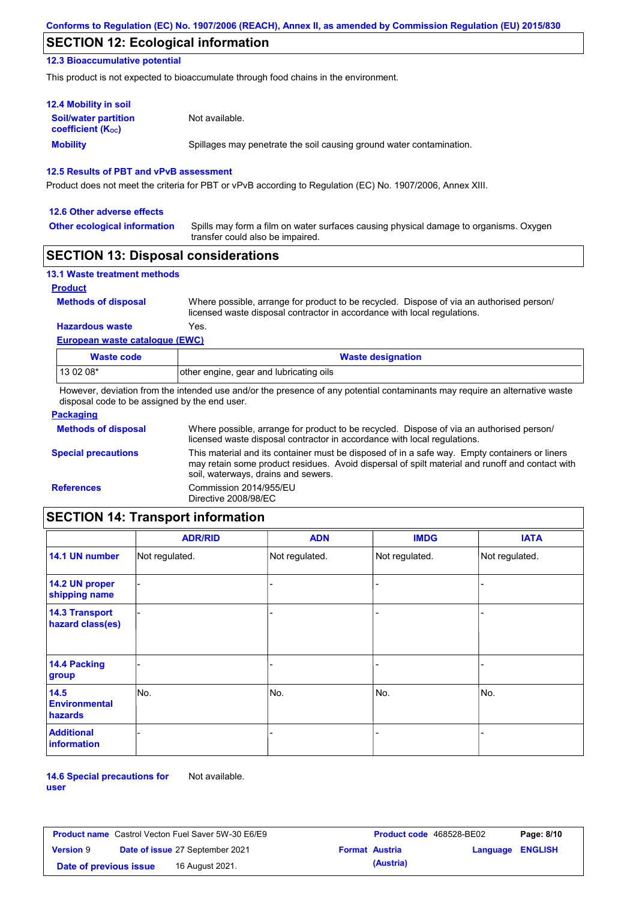## SECTION 12: Ecological information

### 12.3 Bioaccumulative potential

This product is not expected to bioaccumulate through food chains in the environment.

### 12.4 Mobility in soil

**Soil/water partition coefficient ($K_{OC}$)** Not available.

**Mobility** Spillages may penetrate the soil causing ground water contamination.

### 12.5 Results of PBT and vPvB assessment

Product does not meet the criteria for PBT or vPvB according to Regulation (EC) No. 1907/2006, Annex XIII.

### 12.6 Other adverse effects

**Other ecological information** Spills may form a film on water surfaces causing physical damage to organisms. Oxygen transfer could also be impaired.

## SECTION 13: Disposal considerations

### 13.1 Waste treatment methods

**Product**

**Methods of disposal** Where possible, arrange for product to be recycled. Dispose of via an authorised person/ licensed waste disposal contractor in accordance with local regulations.

**Hazardous waste** Yes.

**European waste catalogue (EWC)**

| Waste code | Waste designation |
|---|---|
| 13 02 08* | other engine, gear and lubricating oils |

However, deviation from the intended use and/or the presence of any potential contaminants may require an alternative waste disposal code to be assigned by the end user.

**Packaging**

**Methods of disposal** Where possible, arrange for product to be recycled. Dispose of via an authorised person/ licensed waste disposal contractor in accordance with local regulations.

**Special precautions** This material and its container must be disposed of in a safe way. Empty containers or liners may retain some product residues. Avoid dispersal of spilt material and runoff and contact with soil, waterways, drains and sewers.

**References** Commission 2014/955/EU
Directive 2008/98/EC

## SECTION 14: Transport information

| | ADR/RID | ADN | IMDG | IATA |
|---|---|---|---|---|
| 14.1 UN number | Not regulated. | Not regulated. | Not regulated. | Not regulated. |
| 14.2 UN proper shipping name | - | - | - | - |
| 14.3 Transport hazard class(es) | - | - | - | - |
| 14.4 Packing group | - | - | - | - |
| 14.5 Environmental hazards | No. | No. | No. | No. |
| Additional information | - | - | - | - |

**14.6 Special precautions for user** Not available.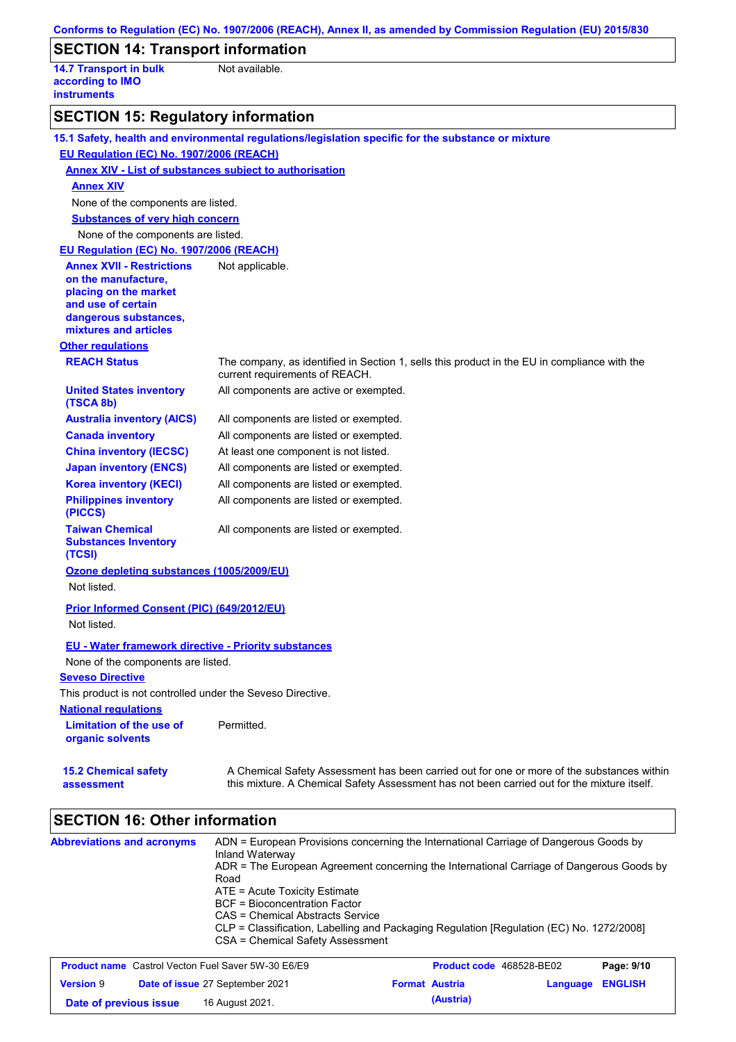## SECTION 14: Transport information

| | |
|---|---|
| **14.7 Transport in bulk according to IMO instruments** | Not available. |

## SECTION 15: Regulatory information

**15.1 Safety, health and environmental regulations/legislation specific for the substance or mixture**

**EU Regulation (EC) No. 1907/2006 (REACH)**

**Annex XIV - List of substances subject to authorisation**

**Annex XIV**

None of the components are listed.

**Substances of very high concern**

None of the components are listed.

**EU Regulation (EC) No. 1907/2006 (REACH)**

| | |
|---|---|
| **Annex XVII - Restrictions on the manufacture, placing on the market and use of certain dangerous substances, mixtures and articles** | Not applicable. |

**Other regulations**

| | |
|---|---|
| **REACH Status** | The company, as identified in Section 1, sells this product in the EU in compliance with the current requirements of REACH. |
| **United States inventory (TSCA 8b)** | All components are active or exempted. |
| **Australia inventory (AICS)** | All components are listed or exempted. |
| **Canada inventory** | All components are listed or exempted. |
| **China inventory (IECSC)** | At least one component is not listed. |
| **Japan inventory (ENCS)** | All components are listed or exempted. |
| **Korea inventory (KECI)** | All components are listed or exempted. |
| **Philippines inventory (PICCS)** | All components are listed or exempted. |
| **Taiwan Chemical Substances Inventory (TCSI)** | All components are listed or exempted. |

**Ozone depleting substances (1005/2009/EU)**

Not listed.

**Prior Informed Consent (PIC) (649/2012/EU)**

Not listed.

**EU - Water framework directive - Priority substances**

None of the components are listed.

**Seveso Directive**

This product is not controlled under the Seveso Directive.

**National regulations**

| | |
|---|---|
| **Limitation of the use of organic solvents** | Permitted. |
| **15.2 Chemical safety assessment** | A Chemical Safety Assessment has been carried out for one or more of the substances within this mixture. A Chemical Safety Assessment has not been carried out for the mixture itself. |

## SECTION 16: Other information

**Abbreviations and acronyms**

ADN = European Provisions concerning the International Carriage of Dangerous Goods by Inland Waterway
ADR = The European Agreement concerning the International Carriage of Dangerous Goods by Road
ATE = Acute Toxicity Estimate
BCF = Bioconcentration Factor
CAS = Chemical Abstracts Service
CLP = Classification, Labelling and Packaging Regulation [Regulation (EC) No. 1272/2008]
CSA = Chemical Safety Assessment

| | | | |
|---|---|---|---|
| **Product name** Castrol Vecton Fuel Saver 5W-30 E6/E9 | | **Product code** 468528-BE02 | |
| **Version** 9 | **Date of issue** 27 September 2021 | **Format** Austria (Austria) | **Language** ENGLISH |
| **Date of previous issue** | 16 August 2021. | | |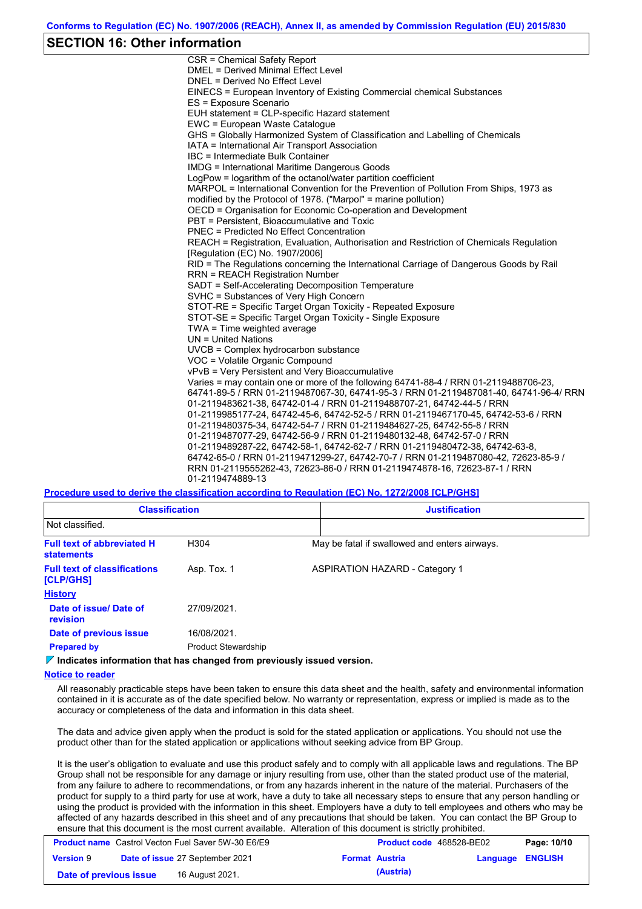## SECTION 16: Other information

CSR = Chemical Safety Report
DMEL = Derived Minimal Effect Level
DNEL = Derived No Effect Level
EINECS = European Inventory of Existing Commercial chemical Substances
ES = Exposure Scenario
EUH statement = CLP-specific Hazard statement
EWC = European Waste Catalogue
GHS = Globally Harmonized System of Classification and Labelling of Chemicals
IATA = International Air Transport Association
IBC = Intermediate Bulk Container
IMDG = International Maritime Dangerous Goods
LogPow = logarithm of the octanol/water partition coefficient
MARPOL = International Convention for the Prevention of Pollution From Ships, 1973 as modified by the Protocol of 1978. ("Marpol" = marine pollution)
OECD = Organisation for Economic Co-operation and Development
PBT = Persistent, Bioaccumulative and Toxic
PNEC = Predicted No Effect Concentration
REACH = Registration, Evaluation, Authorisation and Restriction of Chemicals Regulation [Regulation (EC) No. 1907/2006]
RID = The Regulations concerning the International Carriage of Dangerous Goods by Rail
RRN = REACH Registration Number
SADT = Self-Accelerating Decomposition Temperature
SVHC = Substances of Very High Concern
STOT-RE = Specific Target Organ Toxicity - Repeated Exposure
STOT-SE = Specific Target Organ Toxicity - Single Exposure
TWA = Time weighted average
UN = United Nations
UVCB = Complex hydrocarbon substance
VOC = Volatile Organic Compound
vPvB = Very Persistent and Very Bioaccumulative
Varies = may contain one or more of the following 64741-88-4 / RRN 01-2119488706-23, 64741-89-5 / RRN 01-2119487067-30, 64741-95-3 / RRN 01-2119487081-40, 64741-96-4/ RRN 01-2119483621-38, 64742-01-4 / RRN 01-2119488707-21, 64742-44-5 / RRN 01-2119985177-24, 64742-45-6, 64742-52-5 / RRN 01-2119467170-45, 64742-53-6 / RRN 01-2119480375-34, 64742-54-7 / RRN 01-2119484627-25, 64742-55-8 / RRN 01-2119487077-29, 64742-56-9 / RRN 01-2119480132-48, 64742-57-0 / RRN 01-2119489287-22, 64742-58-1, 64742-62-7 / RRN 01-2119480472-38, 64742-63-8, 64742-65-0 / RRN 01-2119471299-27, 64742-70-7 / RRN 01-2119487080-42, 72623-85-9 / RRN 01-2119555262-43, 72623-86-0 / RRN 01-2119474878-16, 72623-87-1 / RRN 01-2119474889-13

**Procedure used to derive the classification according to Regulation (EC) No. 1272/2008 [CLP/GHS]**

| Classification | Justification |
|---|---|
| Not classified. | |

| | | |
|---|---|---|
| **Full text of abbreviated H statements** | H304 | May be fatal if swallowed and enters airways. |
| **Full text of classifications [CLP/GHS]** | Asp. Tox. 1 | ASPIRATION HAZARD - Category 1 |

**History**

| | |
|---|---|
| **Date of issue/ Date of revision** | 27/09/2021. |
| **Date of previous issue** | 16/08/2021. |
| **Prepared by** | Product Stewardship |

**Indicates information that has changed from previously issued version.**

**Notice to reader**

All reasonably practicable steps have been taken to ensure this data sheet and the health, safety and environmental information contained in it is accurate as of the date specified below. No warranty or representation, express or implied is made as to the accuracy or completeness of the data and information in this data sheet.

The data and advice given apply when the product is sold for the stated application or applications. You should not use the product other than for the stated application or applications without seeking advice from BP Group.

It is the user's obligation to evaluate and use this product safely and to comply with all applicable laws and regulations. The BP Group shall not be responsible for any damage or injury resulting from use, other than the stated product use of the material, from any failure to adhere to recommendations, or from any hazards inherent in the nature of the material. Purchasers of the product for supply to a third party for use at work, have a duty to take all necessary steps to ensure that any person handling or using the product is provided with the information in this sheet. Employers have a duty to tell employees and others who may be affected of any hazards described in this sheet and of any precautions that should be taken. You can contact the BP Group to ensure that this document is the most current available. Alteration of this document is strictly prohibited.